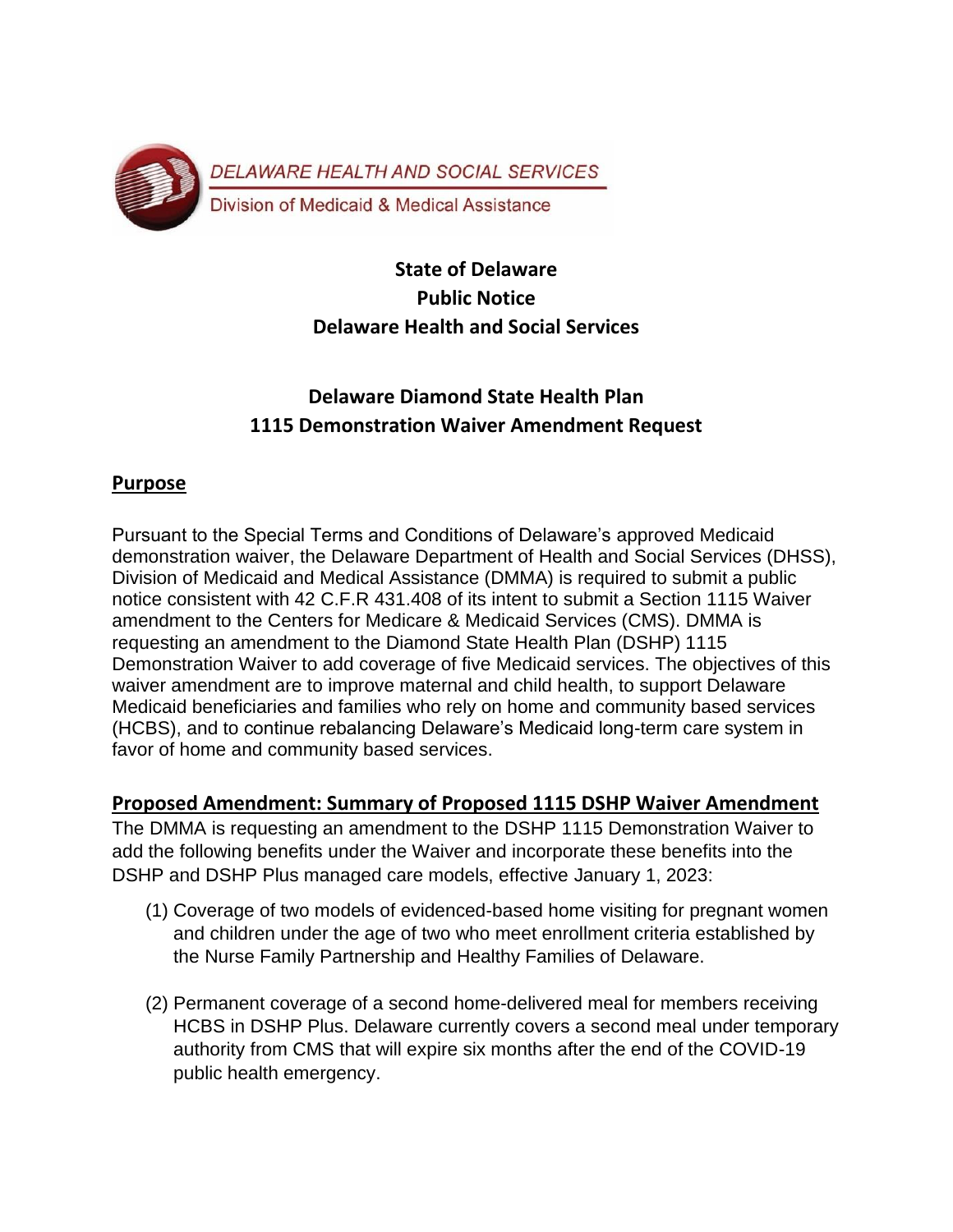DELAWARE HEALTH AND SOCIAL SERVICES

Division of Medicaid & Medical Assistance

# State of Delaware
# Public Notice
# Delaware Health and Social Services

## Delaware Diamond State Health Plan
## 1115 Demonstration Waiver Amendment Request

## Purpose

Pursuant to the Special Terms and Conditions of Delaware's approved Medicaid demonstration waiver, the Delaware Department of Health and Social Services (DHSS), Division of Medicaid and Medical Assistance (DMMA) is required to submit a public notice consistent with 42 C.F.R 431.408 of its intent to submit a Section 1115 Waiver amendment to the Centers for Medicare & Medicaid Services (CMS). DMMA is requesting an amendment to the Diamond State Health Plan (DSHP) 1115 Demonstration Waiver to add coverage of five Medicaid services. The objectives of this waiver amendment are to improve maternal and child health, to support Delaware Medicaid beneficiaries and families who rely on home and community based services (HCBS), and to continue rebalancing Delaware's Medicaid long-term care system in favor of home and community based services.

## Proposed Amendment: Summary of Proposed 1115 DSHP Waiver Amendment

The DMMA is requesting an amendment to the DSHP 1115 Demonstration Waiver to add the following benefits under the Waiver and incorporate these benefits into the DSHP and DSHP Plus managed care models, effective January 1, 2023:

(1) Coverage of two models of evidenced-based home visiting for pregnant women and children under the age of two who meet enrollment criteria established by the Nurse Family Partnership and Healthy Families of Delaware.

(2) Permanent coverage of a second home-delivered meal for members receiving HCBS in DSHP Plus. Delaware currently covers a second meal under temporary authority from CMS that will expire six months after the end of the COVID-19 public health emergency.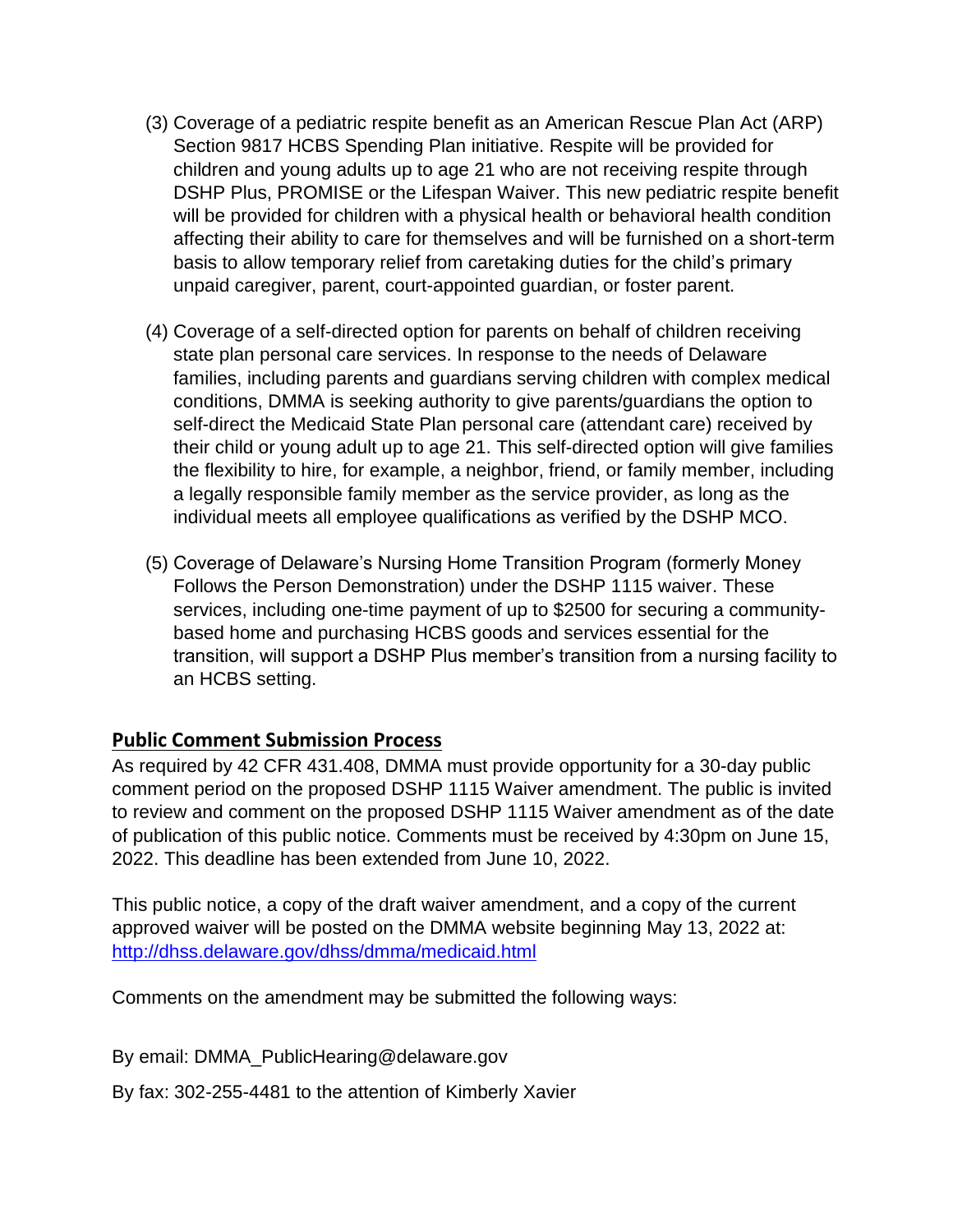(3) Coverage of a pediatric respite benefit as an American Rescue Plan Act (ARP) Section 9817 HCBS Spending Plan initiative. Respite will be provided for children and young adults up to age 21 who are not receiving respite through DSHP Plus, PROMISE or the Lifespan Waiver. This new pediatric respite benefit will be provided for children with a physical health or behavioral health condition affecting their ability to care for themselves and will be furnished on a short-term basis to allow temporary relief from caretaking duties for the child's primary unpaid caregiver, parent, court-appointed guardian, or foster parent.

(4) Coverage of a self-directed option for parents on behalf of children receiving state plan personal care services. In response to the needs of Delaware families, including parents and guardians serving children with complex medical conditions, DMMA is seeking authority to give parents/guardians the option to self-direct the Medicaid State Plan personal care (attendant care) received by their child or young adult up to age 21. This self-directed option will give families the flexibility to hire, for example, a neighbor, friend, or family member, including a legally responsible family member as the service provider, as long as the individual meets all employee qualifications as verified by the DSHP MCO.

(5) Coverage of Delaware's Nursing Home Transition Program (formerly Money Follows the Person Demonstration) under the DSHP 1115 waiver. These services, including one-time payment of up to $2500 for securing a community-based home and purchasing HCBS goods and services essential for the transition, will support a DSHP Plus member's transition from a nursing facility to an HCBS setting.

## Public Comment Submission Process

As required by 42 CFR 431.408, DMMA must provide opportunity for a 30-day public comment period on the proposed DSHP 1115 Waiver amendment. The public is invited to review and comment on the proposed DSHP 1115 Waiver amendment as of the date of publication of this public notice. Comments must be received by 4:30pm on June 15, 2022. This deadline has been extended from June 10, 2022.

This public notice, a copy of the draft waiver amendment, and a copy of the current approved waiver will be posted on the DMMA website beginning May 13, 2022 at: http://dhss.delaware.gov/dhss/dmma/medicaid.html

Comments on the amendment may be submitted the following ways:

By email: DMMA_PublicHearing@delaware.gov

By fax: 302-255-4481 to the attention of Kimberly Xavier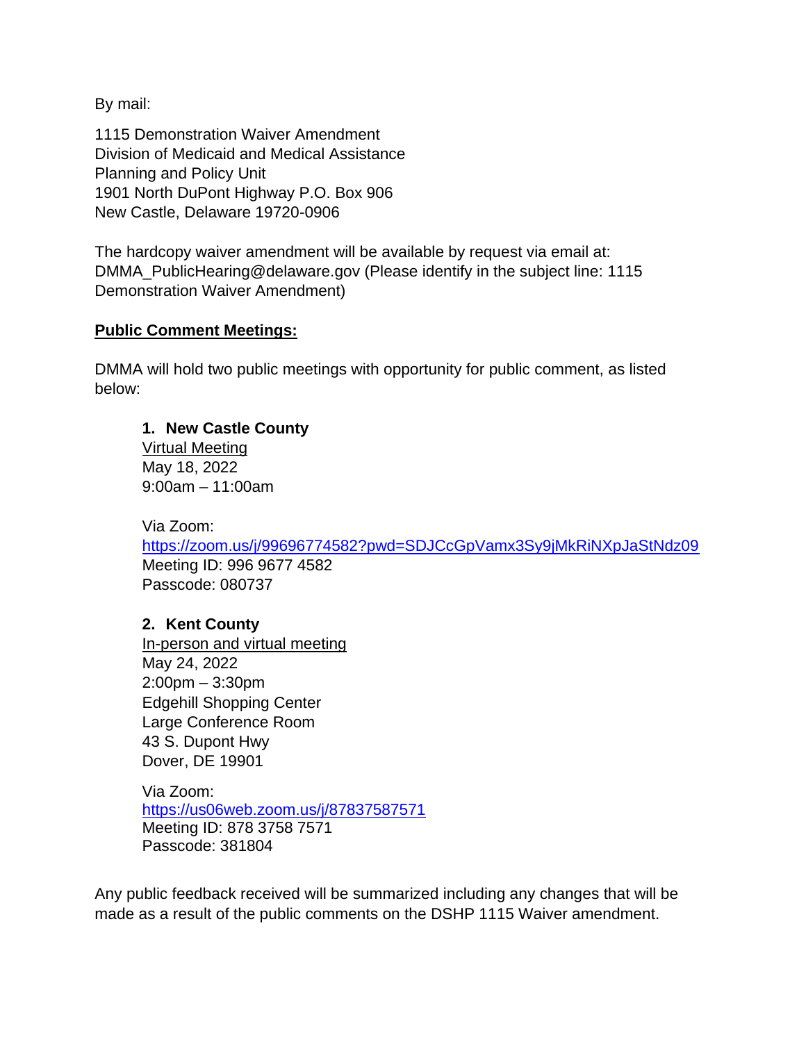By mail:

1115 Demonstration Waiver Amendment
Division of Medicaid and Medical Assistance
Planning and Policy Unit
1901 North DuPont Highway P.O. Box 906
New Castle, Delaware 19720-0906

The hardcopy waiver amendment will be available by request via email at: DMMA_PublicHearing@delaware.gov (Please identify in the subject line: 1115 Demonstration Waiver Amendment)

**Public Comment Meetings:**

DMMA will hold two public meetings with opportunity for public comment, as listed below:

1. **New Castle County**
   Virtual Meeting
   May 18, 2022
   9:00am – 11:00am

   Via Zoom:
   https://zoom.us/j/99696774582?pwd=SDJCcGpVamx3Sy9jMkRiNXpJaStNdz09
   Meeting ID: 996 9677 4582
   Passcode: 080737

2. **Kent County**
   In-person and virtual meeting
   May 24, 2022
   2:00pm – 3:30pm
   Edgehill Shopping Center
   Large Conference Room
   43 S. Dupont Hwy
   Dover, DE 19901

   Via Zoom:
   https://us06web.zoom.us/j/87837587571
   Meeting ID: 878 3758 7571
   Passcode: 381804

Any public feedback received will be summarized including any changes that will be made as a result of the public comments on the DSHP 1115 Waiver amendment.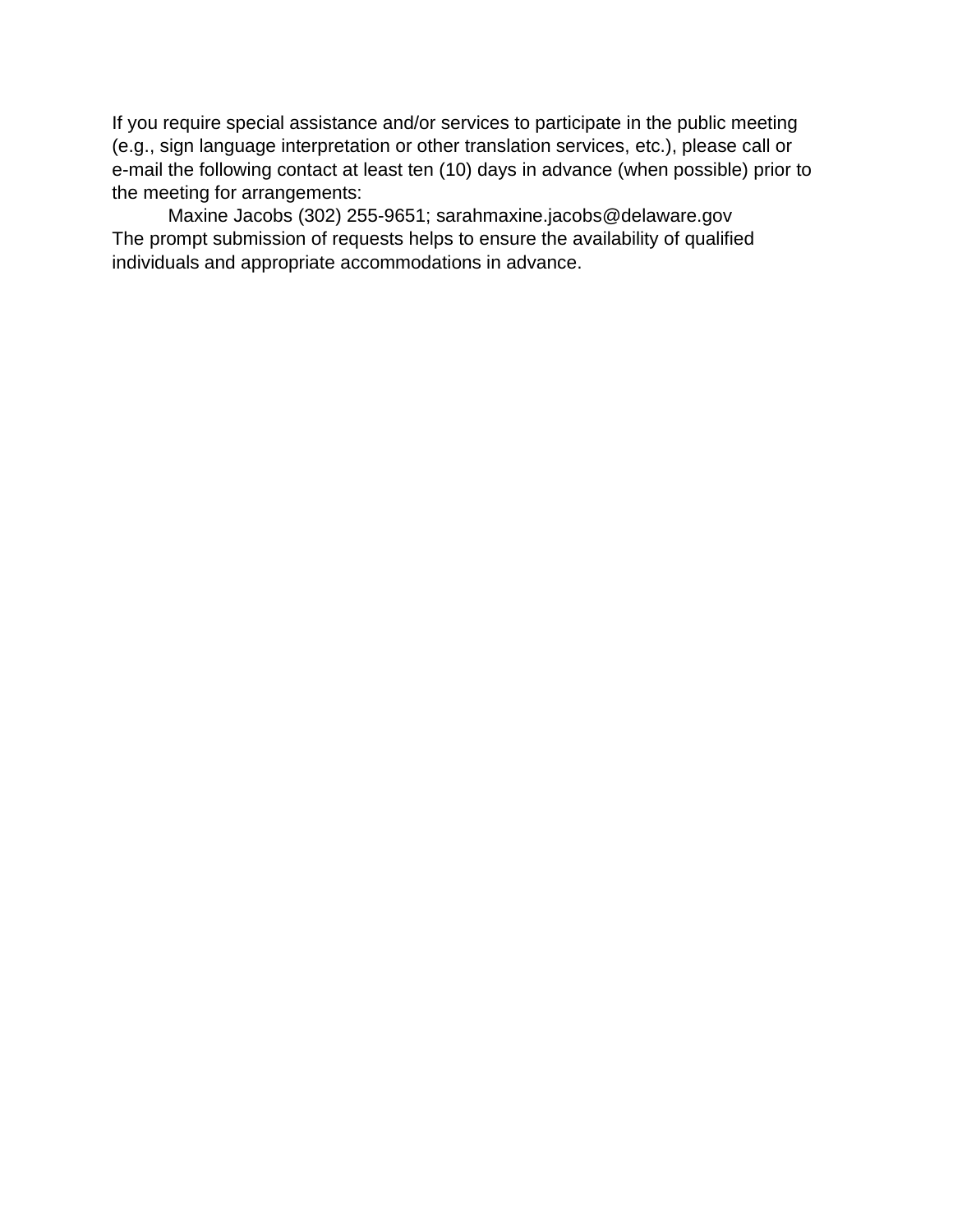If you require special assistance and/or services to participate in the public meeting (e.g., sign language interpretation or other translation services, etc.), please call or e-mail the following contact at least ten (10) days in advance (when possible) prior to the meeting for arrangements:

Maxine Jacobs (302) 255-9651; sarahmaxine.jacobs@delaware.gov

The prompt submission of requests helps to ensure the availability of qualified individuals and appropriate accommodations in advance.